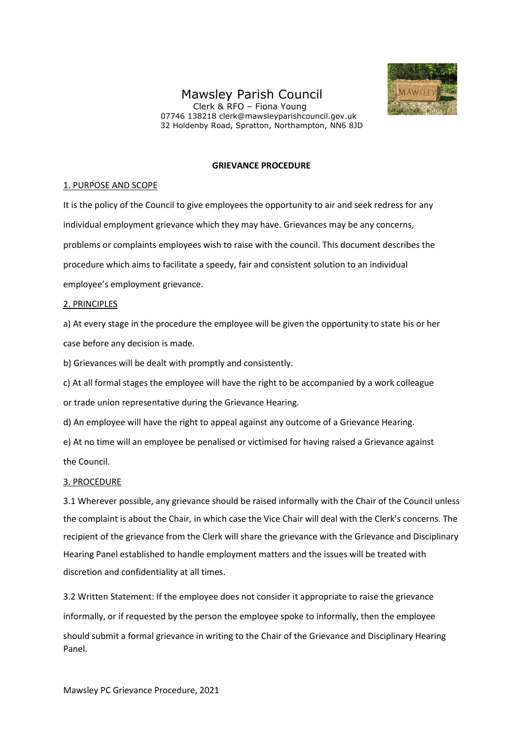# Mawsley Parish Council

Clerk & RFO – Fiona Young
07746 138218 clerk@mawsleyparishcouncil.gov.uk
32 Holdenby Road, Spratton, Northampton, NN6 8JD

## GRIEVANCE PROCEDURE

### 1. PURPOSE AND SCOPE

It is the policy of the Council to give employees the opportunity to air and seek redress for any individual employment grievance which they may have. Grievances may be any concerns, problems or complaints employees wish to raise with the council. This document describes the procedure which aims to facilitate a speedy, fair and consistent solution to an individual employee's employment grievance.

### 2. PRINCIPLES

a) At every stage in the procedure the employee will be given the opportunity to state his or her case before any decision is made.

b) Grievances will be dealt with promptly and consistently.

c) At all formal stages the employee will have the right to be accompanied by a work colleague or trade union representative during the Grievance Hearing.

d) An employee will have the right to appeal against any outcome of a Grievance Hearing.

e) At no time will an employee be penalised or victimised for having raised a Grievance against the Council.

### 3. PROCEDURE

3.1 Wherever possible, any grievance should be raised informally with the Chair of the Council unless the complaint is about the Chair, in which case the Vice Chair will deal with the Clerk's concerns. The recipient of the grievance from the Clerk will share the grievance with the Grievance and Disciplinary Hearing Panel established to handle employment matters and the issues will be treated with discretion and confidentiality at all times.

3.2 Written Statement: If the employee does not consider it appropriate to raise the grievance informally, or if requested by the person the employee spoke to informally, then the employee should submit a formal grievance in writing to the Chair of the Grievance and Disciplinary Hearing Panel.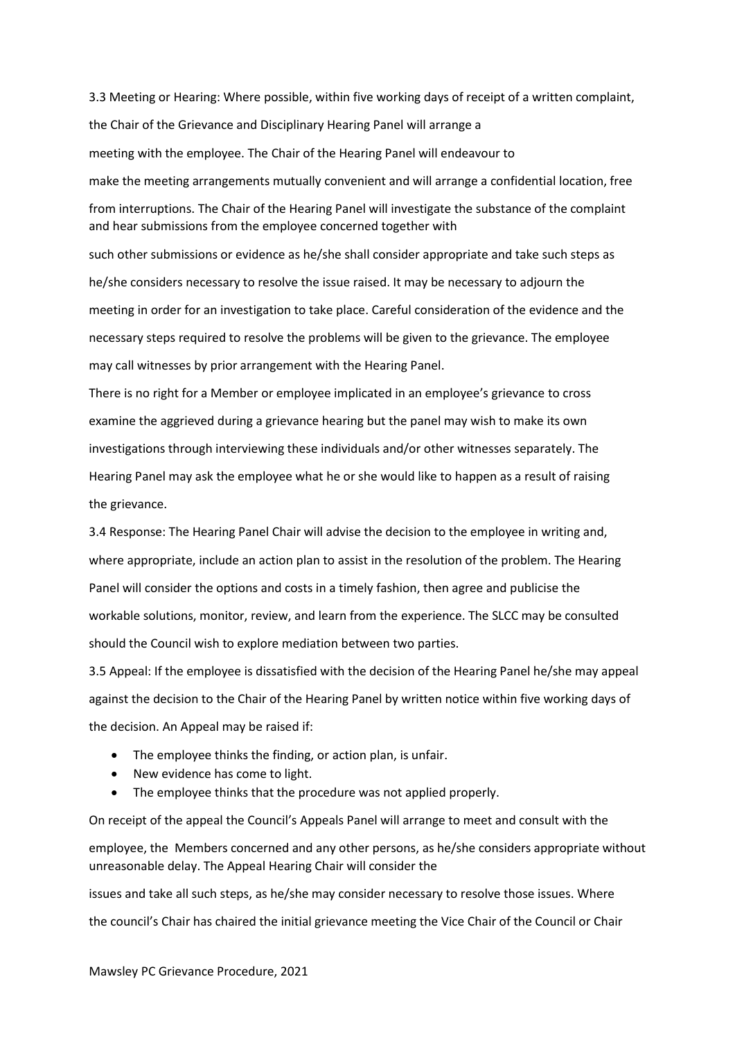3.3 Meeting or Hearing: Where possible, within five working days of receipt of a written complaint, the Chair of the Grievance and Disciplinary Hearing Panel will arrange a meeting with the employee. The Chair of the Hearing Panel will endeavour to make the meeting arrangements mutually convenient and will arrange a confidential location, free from interruptions. The Chair of the Hearing Panel will investigate the substance of the complaint and hear submissions from the employee concerned together with such other submissions or evidence as he/she shall consider appropriate and take such steps as he/she considers necessary to resolve the issue raised. It may be necessary to adjourn the meeting in order for an investigation to take place. Careful consideration of the evidence and the necessary steps required to resolve the problems will be given to the grievance. The employee may call witnesses by prior arrangement with the Hearing Panel.

There is no right for a Member or employee implicated in an employee's grievance to cross examine the aggrieved during a grievance hearing but the panel may wish to make its own investigations through interviewing these individuals and/or other witnesses separately. The Hearing Panel may ask the employee what he or she would like to happen as a result of raising the grievance.

3.4 Response: The Hearing Panel Chair will advise the decision to the employee in writing and, where appropriate, include an action plan to assist in the resolution of the problem. The Hearing Panel will consider the options and costs in a timely fashion, then agree and publicise the workable solutions, monitor, review, and learn from the experience. The SLCC may be consulted should the Council wish to explore mediation between two parties.

3.5 Appeal: If the employee is dissatisfied with the decision of the Hearing Panel he/she may appeal against the decision to the Chair of the Hearing Panel by written notice within five working days of the decision. An Appeal may be raised if:

- The employee thinks the finding, or action plan, is unfair.
- New evidence has come to light.
- The employee thinks that the procedure was not applied properly.

On receipt of the appeal the Council's Appeals Panel will arrange to meet and consult with the employee, the Members concerned and any other persons, as he/she considers appropriate without unreasonable delay. The Appeal Hearing Chair will consider the issues and take all such steps, as he/she may consider necessary to resolve those issues. Where the council's Chair has chaired the initial grievance meeting the Vice Chair of the Council or Chair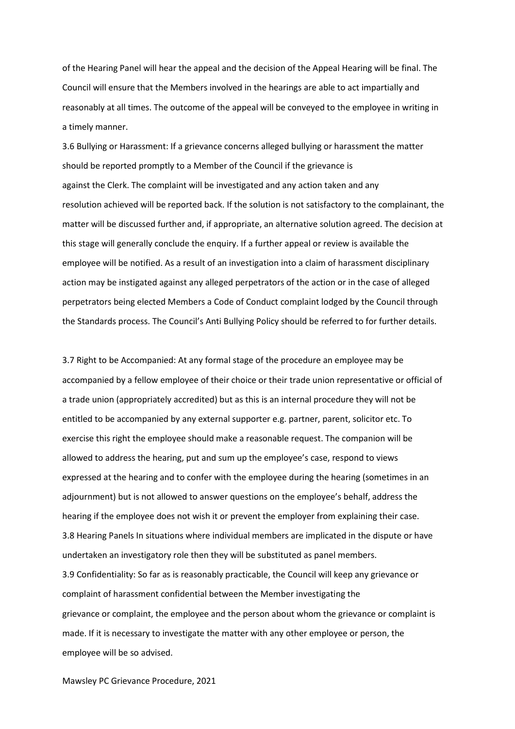of the Hearing Panel will hear the appeal and the decision of the Appeal Hearing will be final. The Council will ensure that the Members involved in the hearings are able to act impartially and reasonably at all times. The outcome of the appeal will be conveyed to the employee in writing in a timely manner.

3.6 Bullying or Harassment: If a grievance concerns alleged bullying or harassment the matter should be reported promptly to a Member of the Council if the grievance is against the Clerk. The complaint will be investigated and any action taken and any resolution achieved will be reported back. If the solution is not satisfactory to the complainant, the matter will be discussed further and, if appropriate, an alternative solution agreed. The decision at this stage will generally conclude the enquiry. If a further appeal or review is available the employee will be notified. As a result of an investigation into a claim of harassment disciplinary action may be instigated against any alleged perpetrators of the action or in the case of alleged perpetrators being elected Members a Code of Conduct complaint lodged by the Council through the Standards process. The Council's Anti Bullying Policy should be referred to for further details.

3.7 Right to be Accompanied: At any formal stage of the procedure an employee may be accompanied by a fellow employee of their choice or their trade union representative or official of a trade union (appropriately accredited) but as this is an internal procedure they will not be entitled to be accompanied by any external supporter e.g. partner, parent, solicitor etc. To exercise this right the employee should make a reasonable request. The companion will be allowed to address the hearing, put and sum up the employee's case, respond to views expressed at the hearing and to confer with the employee during the hearing (sometimes in an adjournment) but is not allowed to answer questions on the employee's behalf, address the hearing if the employee does not wish it or prevent the employer from explaining their case.

3.8 Hearing Panels In situations where individual members are implicated in the dispute or have undertaken an investigatory role then they will be substituted as panel members.

3.9 Confidentiality: So far as is reasonably practicable, the Council will keep any grievance or complaint of harassment confidential between the Member investigating the grievance or complaint, the employee and the person about whom the grievance or complaint is made. If it is necessary to investigate the matter with any other employee or person, the employee will be so advised.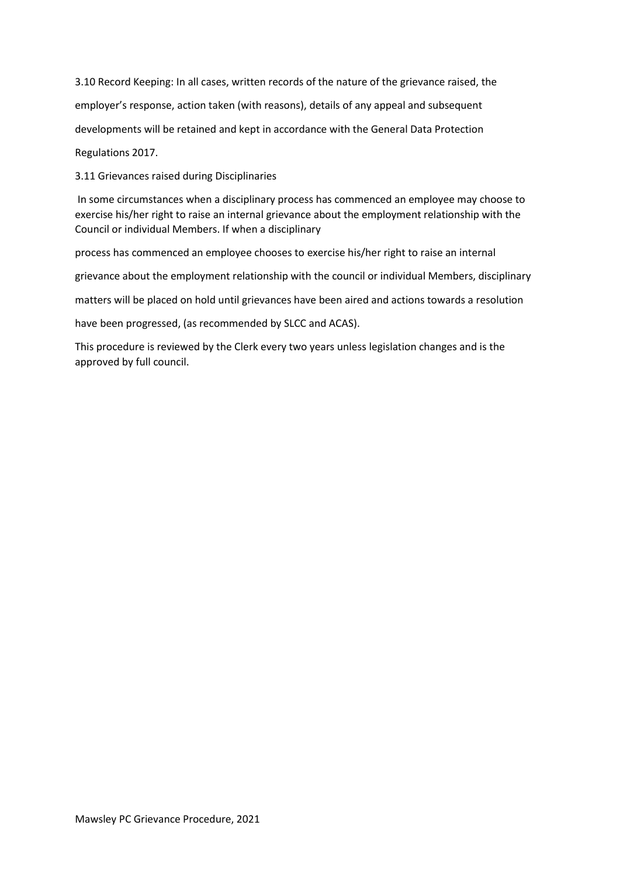3.10 Record Keeping: In all cases, written records of the nature of the grievance raised, the employer's response, action taken (with reasons), details of any appeal and subsequent developments will be retained and kept in accordance with the General Data Protection Regulations 2017.

3.11 Grievances raised during Disciplinaries

In some circumstances when a disciplinary process has commenced an employee may choose to exercise his/her right to raise an internal grievance about the employment relationship with the Council or individual Members. If when a disciplinary

process has commenced an employee chooses to exercise his/her right to raise an internal grievance about the employment relationship with the council or individual Members, disciplinary matters will be placed on hold until grievances have been aired and actions towards a resolution have been progressed, (as recommended by SLCC and ACAS).

This procedure is reviewed by the Clerk every two years unless legislation changes and is the approved by full council.